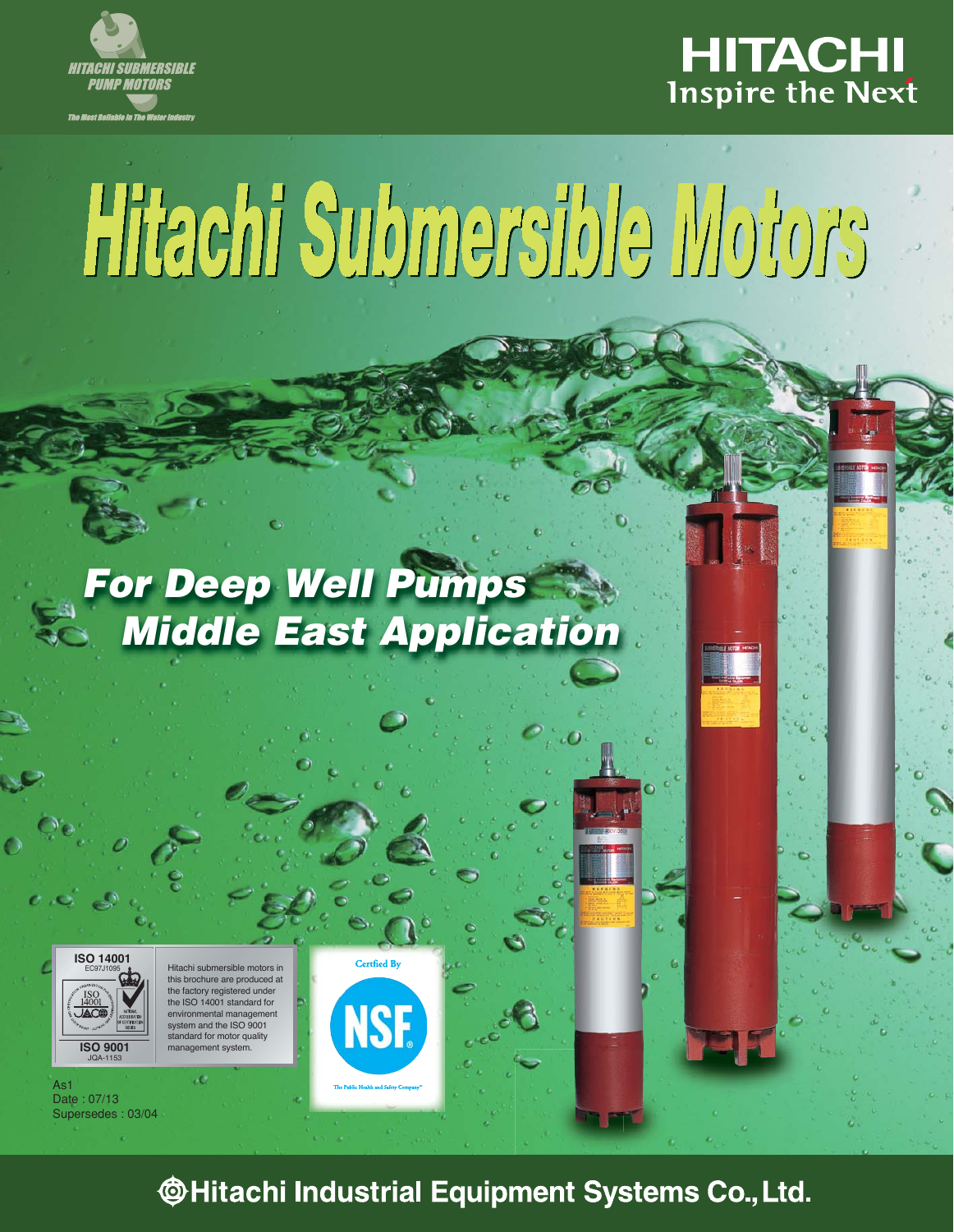HITACHI SUBMERSIBLE PUMP MOTORS

The Most Reliable in The Water Industry

HITACHI
Inspire the Next

# Hitachi Submersible Motors

## For Deep Well Pumps
## Middle East Application

ISO 14001
EC97J1095

ISO 9001
JQA-1153

Hitachi submersible motors in this brochure are produced at the factory registered under the ISO 14001 standard for environmental management system and the ISO 9001 standard for motor quality management system.

Certfied By
NSF
The Public Health and Safety Company™

As1
Date : 07/13
Supersedes : 03/04

**Hitachi Industrial Equipment Systems Co., Ltd.**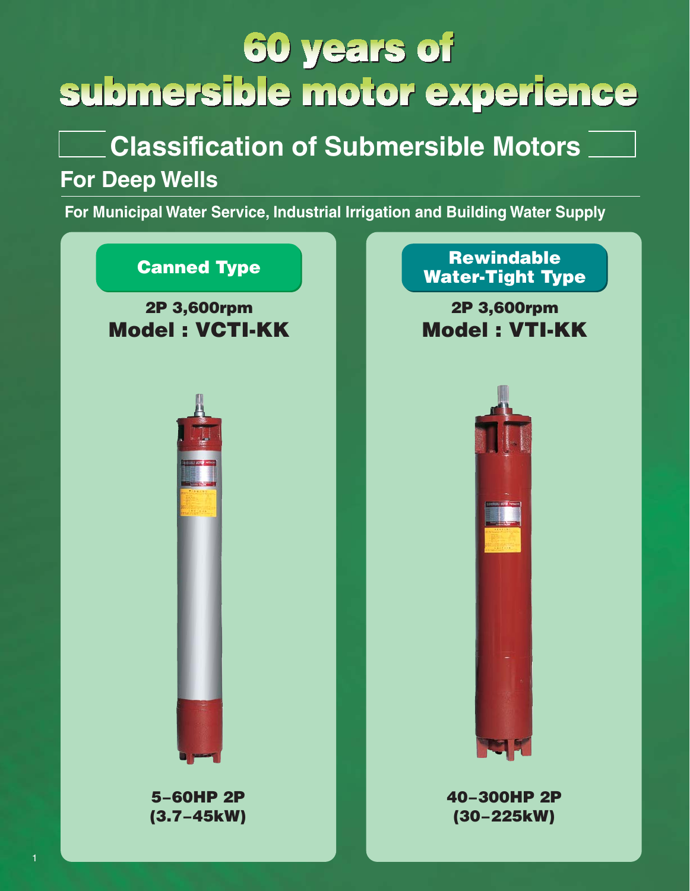# 60 years of submersible motor experience

## Classification of Submersible Motors

### For Deep Wells

**For Municipal Water Service, Industrial Irrigation and Building Water Supply**

**Canned Type**

**2P 3,600rpm**

**Model : VCTI-KK**

**5–60HP 2P (3.7–45kW)**

**Rewindable Water-Tight Type**

**2P 3,600rpm**

**Model : VTI-KK**

**40–300HP 2P (30–225kW)**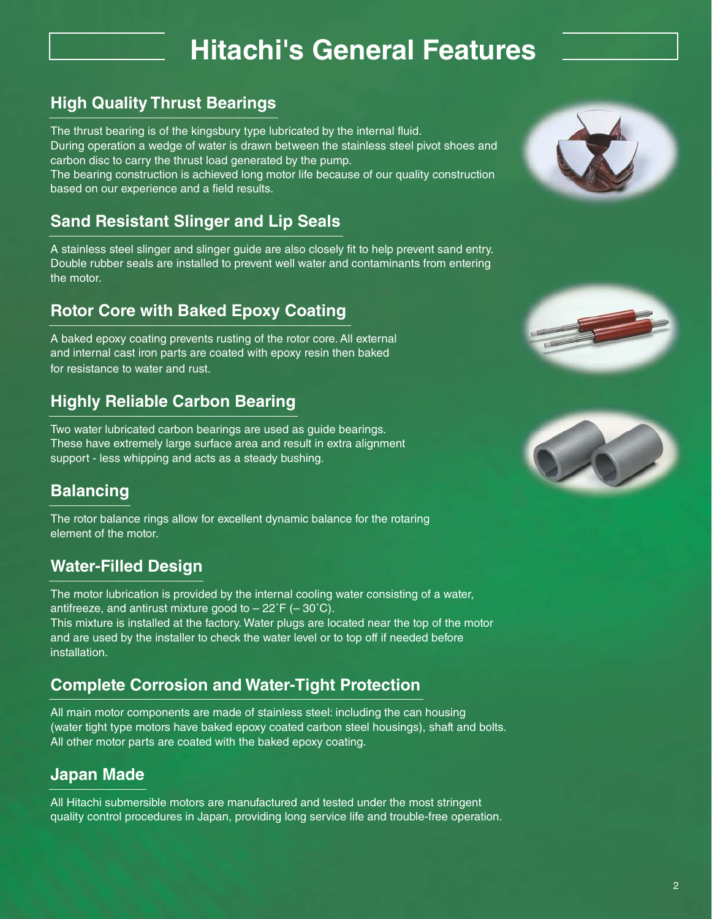# Hitachi's General Features

## High Quality Thrust Bearings

The thrust bearing is of the kingsbury type lubricated by the internal fluid.
During operation a wedge of water is drawn between the stainless steel pivot shoes and carbon disc to carry the thrust load generated by the pump.
The bearing construction is achieved long motor life because of our quality construction based on our experience and a field results.

## Sand Resistant Slinger and Lip Seals

A stainless steel slinger and slinger guide are also closely fit to help prevent sand entry. Double rubber seals are installed to prevent well water and contaminants from entering the motor.

## Rotor Core with Baked Epoxy Coating

A baked epoxy coating prevents rusting of the rotor core. All external and internal cast iron parts are coated with epoxy resin then baked for resistance to water and rust.

## Highly Reliable Carbon Bearing

Two water lubricated carbon bearings are used as guide bearings. These have extremely large surface area and result in extra alignment support - less whipping and acts as a steady bushing.

## Balancing

The rotor balance rings allow for excellent dynamic balance for the rotaring element of the motor.

## Water-Filled Design

The motor lubrication is provided by the internal cooling water consisting of a water, antifreeze, and antirust mixture good to – 22˚F (– 30˚C).
This mixture is installed at the factory. Water plugs are located near the top of the motor and are used by the installer to check the water level or to top off if needed before installation.

## Complete Corrosion and Water-Tight Protection

All main motor components are made of stainless steel: including the can housing (water tight type motors have baked epoxy coated carbon steel housings), shaft and bolts. All other motor parts are coated with the baked epoxy coating.

## Japan Made

All Hitachi submersible motors are manufactured and tested under the most stringent quality control procedures in Japan, providing long service life and trouble-free operation.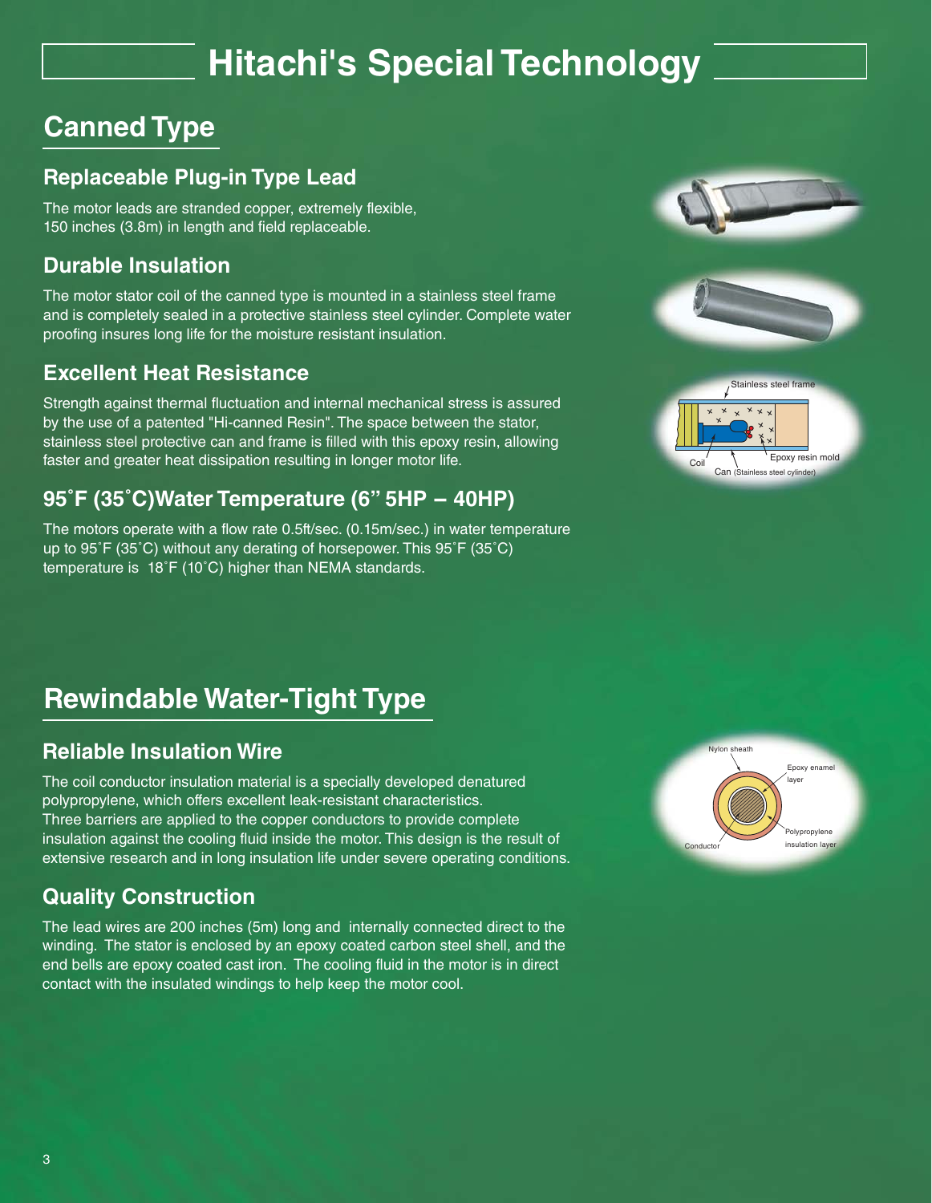# Hitachi's Special Technology

## Canned Type

### Replaceable Plug-in Type Lead

The motor leads are stranded copper, extremely flexible, 150 inches (3.8m) in length and field replaceable.

### Durable Insulation

The motor stator coil of the canned type is mounted in a stainless steel frame and is completely sealed in a protective stainless steel cylinder. Complete water proofing insures long life for the moisture resistant insulation.

### Excellent Heat Resistance

Strength against thermal fluctuation and internal mechanical stress is assured by the use of a patented "Hi-canned Resin". The space between the stator, stainless steel protective can and frame is filled with this epoxy resin, allowing faster and greater heat dissipation resulting in longer motor life.

Stainless steel frame

Coil

Epoxy resin mold

Can (Stainless steel cylinder)

### 95˚F (35˚C)Water Temperature (6" 5HP – 40HP)

The motors operate with a flow rate 0.5ft/sec. (0.15m/sec.) in water temperature up to 95˚F (35˚C) without any derating of horsepower. This 95˚F (35˚C) temperature is 18˚F (10˚C) higher than NEMA standards.

## Rewindable Water-Tight Type

### Reliable Insulation Wire

The coil conductor insulation material is a specially developed denatured polypropylene, which offers excellent leak-resistant characteristics.
Three barriers are applied to the copper conductors to provide complete insulation against the cooling fluid inside the motor. This design is the result of extensive research and in long insulation life under severe operating conditions.

Nylon sheath

Epoxy enamel layer

Polypropylene insulation layer

Conductor

### Quality Construction

The lead wires are 200 inches (5m) long and internally connected direct to the winding. The stator is enclosed by an epoxy coated carbon steel shell, and the end bells are epoxy coated cast iron. The cooling fluid in the motor is in direct contact with the insulated windings to help keep the motor cool.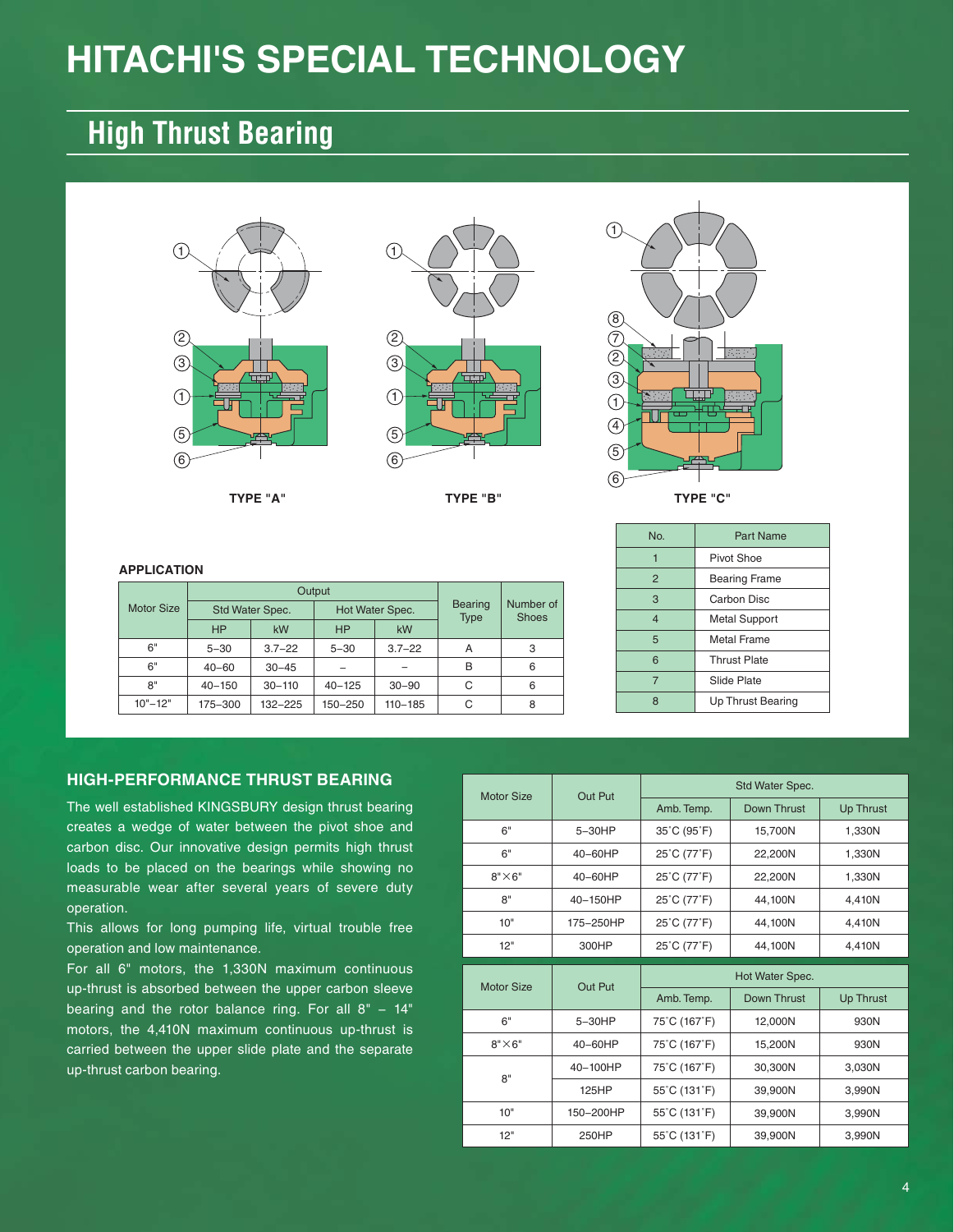# HITACHI'S SPECIAL TECHNOLOGY

## High Thrust Bearing

TYPE "A"

TYPE "B"

TYPE "C"

| No. | Part Name |
|---|---|
| 1 | Pivot Shoe |
| 2 | Bearing Frame |
| 3 | Carbon Disc |
| 4 | Metal Support |
| 5 | Metal Frame |
| 6 | Thrust Plate |
| 7 | Slide Plate |
| 8 | Up Thrust Bearing |

**APPLICATION**

| Motor Size | Output | | | | Bearing Type | Number of Shoes |
|---|---|---|---|---|---|---|
| | Std Water Spec. | | Hot Water Spec. | | | |
| | HP | kW | HP | kW | | |
| 6" | 5–30 | 3.7–22 | 5–30 | 3.7–22 | A | 3 |
| 6" | 40–60 | 30–45 | – | – | B | 6 |
| 8" | 40–150 | 30–110 | 40–125 | 30–90 | C | 6 |
| 10"–12" | 175–300 | 132–225 | 150–250 | 110–185 | C | 8 |

### HIGH-PERFORMANCE THRUST BEARING

The well established KINGSBURY design thrust bearing creates a wedge of water between the pivot shoe and carbon disc. Our innovative design permits high thrust loads to be placed on the bearings while showing no measurable wear after several years of severe duty operation.

This allows for long pumping life, virtual trouble free operation and low maintenance.

For all 6" motors, the 1,330N maximum continuous up-thrust is absorbed between the upper carbon sleeve bearing and the rotor balance ring. For all 8" – 14" motors, the 4,410N maximum continuous up-thrust is carried between the upper slide plate and the separate up-thrust carbon bearing.

| Motor Size | Out Put | Std Water Spec. | | |
|---|---|---|---|---|
| | | Amb. Temp. | Down Thrust | Up Thrust |
| 6" | 5–30HP | 35˚C (95˚F) | 15,700N | 1,330N |
| 6" | 40–60HP | 25˚C (77˚F) | 22,200N | 1,330N |
| 8"×6" | 40–60HP | 25˚C (77˚F) | 22,200N | 1,330N |
| 8" | 40–150HP | 25˚C (77˚F) | 44,100N | 4,410N |
| 10" | 175–250HP | 25˚C (77˚F) | 44,100N | 4,410N |
| 12" | 300HP | 25˚C (77˚F) | 44,100N | 4,410N |

| Motor Size | Out Put | Hot Water Spec. | | |
|---|---|---|---|---|
| | | Amb. Temp. | Down Thrust | Up Thrust |
| 6" | 5–30HP | 75˚C (167˚F) | 12,000N | 930N |
| 8"×6" | 40–60HP | 75˚C (167˚F) | 15,200N | 930N |
| 8" | 40–100HP | 75˚C (167˚F) | 30,300N | 3,030N |
| | 125HP | 55˚C (131˚F) | 39,900N | 3,990N |
| 10" | 150–200HP | 55˚C (131˚F) | 39,900N | 3,990N |
| 12" | 250HP | 55˚C (131˚F) | 39,900N | 3,990N |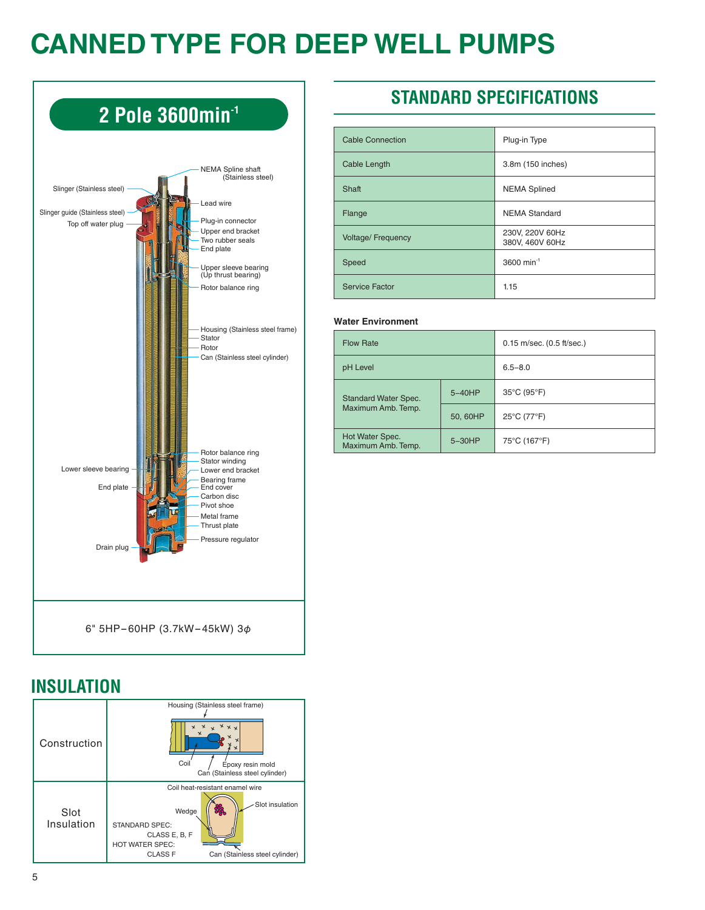# CANNED TYPE FOR DEEP WELL PUMPS

## 2 Pole 3600min$^{-1}$

NEMA Spline shaft (Stainless steel)
Slinger (Stainless steel)
Lead wire
Slinger guide (Stainless steel)
Plug-in connector
Top off water plug
Upper end bracket
Two rubber seals
End plate
Upper sleeve bearing (Up thrust bearing)
Rotor balance ring
Housing (Stainless steel frame)
Stator
Rotor
Can (Stainless steel cylinder)
Rotor balance ring
Stator winding
Lower sleeve bearing
Lower end bracket
Bearing frame
End plate
End cover
Carbon disc
Pivot shoe
Metal frame
Thrust plate
Pressure regulator
Drain plug

6" 5HP–60HP (3.7kW–45kW) 3$\phi$

## STANDARD SPECIFICATIONS

| | |
|---|---|
| Cable Connection | Plug-in Type |
| Cable Length | 3.8m (150 inches) |
| Shaft | NEMA Splined |
| Flange | NEMA Standard |
| Voltage/ Frequency | 230V, 220V 60Hz<br>380V, 460V 60Hz |
| Speed | 3600 min$^{-1}$ |
| Service Factor | 1.15 |

**Water Environment**

| | | |
|---|---|---|
| Flow Rate | | 0.15 m/sec. (0.5 ft/sec.) |
| pH Level | | 6.5–8.0 |
| Standard Water Spec. Maximum Amb. Temp. | 5–40HP | 35°C (95°F) |
| | 50, 60HP | 25°C (77°F) |
| Hot Water Spec. Maximum Amb. Temp. | 5–30HP | 75°C (167°F) |

## INSULATION

| | |
|---|---|
| Construction | Housing (Stainless steel frame)<br>Coil<br>Epoxy resin mold<br>Can (Stainless steel cylinder) |
| Slot Insulation | Coil heat-resistant enamel wire<br>Wedge<br>Slot insulation<br>STANDARD SPEC: CLASS E, B, F<br>HOT WATER SPEC: CLASS F<br>Can (Stainless steel cylinder) |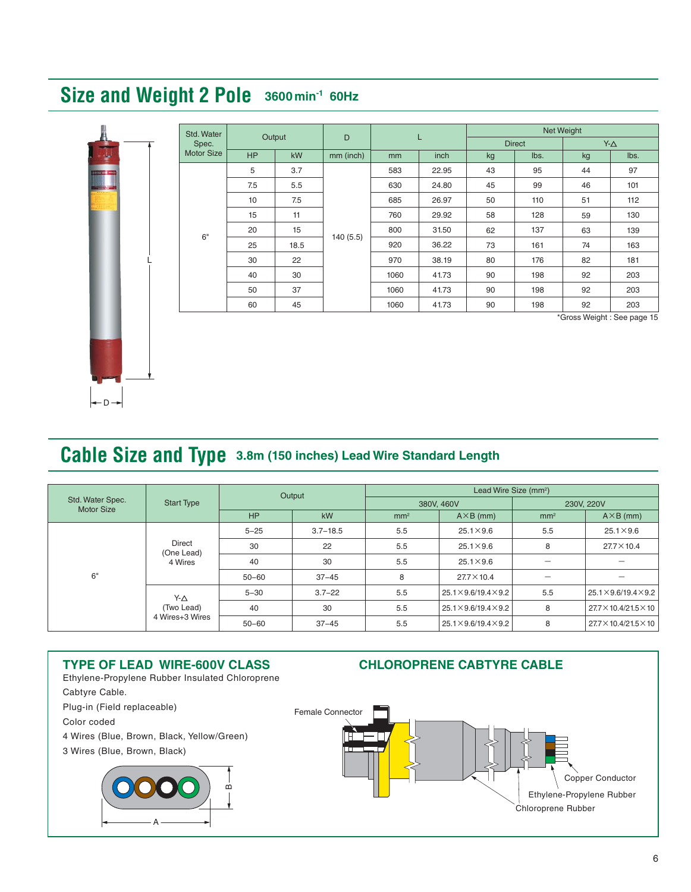## Size and Weight 2 Pole 3600 $min^{-1}$ 60Hz

| Std. Water Spec. Motor Size | Output | | D | L | | Net Weight | | | |
|---|---|---|---|---|---|---|---|---|---|
| | | | | | | Direct | | Y-△ | |
| | HP | kW | mm (inch) | mm | inch | kg | lbs. | kg | lbs. |
| 6" | 5 | 3.7 | 140 (5.5) | 583 | 22.95 | 43 | 95 | 44 | 97 |
| | 7.5 | 5.5 | | 630 | 24.80 | 45 | 99 | 46 | 101 |
| | 10 | 7.5 | | 685 | 26.97 | 50 | 110 | 51 | 112 |
| | 15 | 11 | | 760 | 29.92 | 58 | 128 | 59 | 130 |
| | 20 | 15 | | 800 | 31.50 | 62 | 137 | 63 | 139 |
| | 25 | 18.5 | | 920 | 36.22 | 73 | 161 | 74 | 163 |
| | 30 | 22 | | 970 | 38.19 | 80 | 176 | 82 | 181 |
| | 40 | 30 | | 1060 | 41.73 | 90 | 198 | 92 | 203 |
| | 50 | 37 | | 1060 | 41.73 | 90 | 198 | 92 | 203 |
| | 60 | 45 | | 1060 | 41.73 | 90 | 198 | 92 | 203 |

*Gross Weight : See page 15

## Cable Size and Type 3.8m (150 inches) Lead Wire Standard Length

| Std. Water Spec. Motor Size | Start Type | Output | | Lead Wire Size ($mm^2$) | | | |
|---|---|---|---|---|---|---|---|
| | | | | 380V, 460V | | 230V, 220V | |
| | | HP | kW | $mm^2$ | A×B (mm) | $mm^2$ | A×B (mm) |
| 6" | Direct (One Lead) 4 Wires | 5–25 | 3.7–18.5 | 5.5 | 25.1×9.6 | 5.5 | 25.1×9.6 |
| | | 30 | 22 | 5.5 | 25.1×9.6 | 8 | 27.7×10.4 |
| | | 40 | 30 | 5.5 | 25.1×9.6 | – | – |
| | | 50–60 | 37–45 | 8 | 27.7×10.4 | – | – |
| | Y-△ (Two Lead) 4 Wires+3 Wires | 5–30 | 3.7–22 | 5.5 | 25.1×9.6/19.4×9.2 | 5.5 | 25.1×9.6/19.4×9.2 |
| | | 40 | 30 | 5.5 | 25.1×9.6/19.4×9.2 | 8 | 27.7×10.4/21.5×10 |
| | | 50–60 | 37–45 | 5.5 | 25.1×9.6/19.4×9.2 | 8 | 27.7×10.4/21.5×10 |

### TYPE OF LEAD WIRE-600V CLASS

Ethylene-Propylene Rubber Insulated Chloroprene Cabtyre Cable.

Plug-in (Field replaceable)

Color coded

4 Wires (Blue, Brown, Black, Yellow/Green)

3 Wires (Blue, Brown, Black)

### CHLOROPRENE CABTYRE CABLE

Female Connector

Copper Conductor

Ethylene-Propylene Rubber

Chloroprene Rubber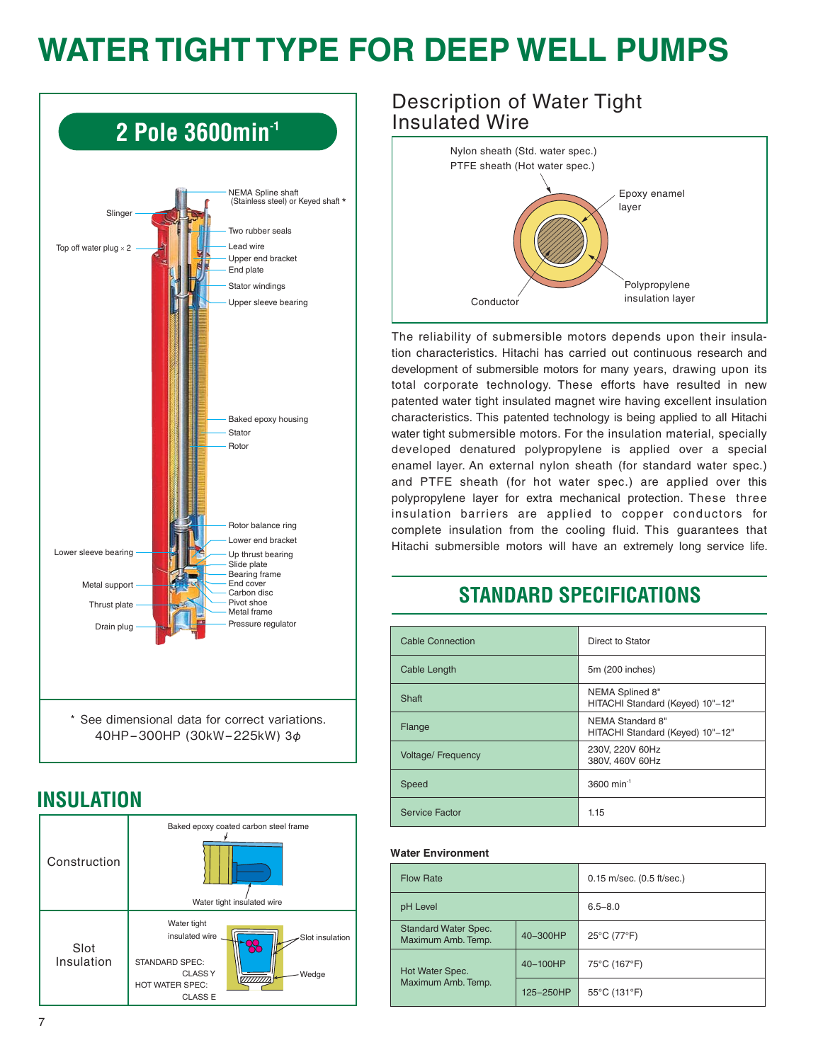# WATER TIGHT TYPE FOR DEEP WELL PUMPS

## 2 Pole 3600min$^{-1}$

NEMA Spline shaft (Stainless steel) or Keyed shaft *

Slinger

Two rubber seals

Top off water plug × 2

Lead wire

Upper end bracket

End plate

Stator windings

Upper sleeve bearing

Baked epoxy housing

Stator

Rotor

Rotor balance ring

Lower end bracket

Lower sleeve bearing

Up thrust bearing

Slide plate

Bearing frame

Metal support

End cover

Carbon disc

Thrust plate

Pivot shoe

Metal frame

Drain plug

Pressure regulator

\* See dimensional data for correct variations.
40HP–300HP (30kW–225kW) 3$\phi$

## INSULATION

| Construction | Baked epoxy coated carbon steel frame<br>Water tight insulated wire |
|---|---|
| Slot Insulation | Water tight insulated wire<br>Slot insulation<br>Wedge<br>STANDARD SPEC: CLASS Y<br>HOT WATER SPEC: CLASS E |

## Description of Water Tight Insulated Wire

Nylon sheath (Std. water spec.)
PTFE sheath (Hot water spec.)

Epoxy enamel layer

Polypropylene insulation layer

Conductor

The reliability of submersible motors depends upon their insulation characteristics. Hitachi has carried out continuous research and development of submersible motors for many years, drawing upon its total corporate technology. These efforts have resulted in new patented water tight insulated magnet wire having excellent insulation characteristics. This patented technology is being applied to all Hitachi water tight submersible motors. For the insulation material, specially developed denatured polypropylene is applied over a special enamel layer. An external nylon sheath (for standard water spec.) and PTFE sheath (for hot water spec.) are applied over this polypropylene layer for extra mechanical protection. These three insulation barriers are applied to copper conductors for complete insulation from the cooling fluid. This guarantees that Hitachi submersible motors will have an extremely long service life.

## STANDARD SPECIFICATIONS

| Item | Specification |
|---|---|
| Cable Connection | Direct to Stator |
| Cable Length | 5m (200 inches) |
| Shaft | NEMA Splined 8"<br>HITACHI Standard (Keyed) 10"–12" |
| Flange | NEMA Standard 8"<br>HITACHI Standard (Keyed) 10"–12" |
| Voltage/ Frequency | 230V, 220V 60Hz<br>380V, 460V 60Hz |
| Speed | 3600 min$^{-1}$ |
| Service Factor | 1.15 |

**Water Environment**

| Item | | Value |
|---|---|---|
| Flow Rate | | 0.15 m/sec. (0.5 ft/sec.) |
| pH Level | | 6.5–8.0 |
| Standard Water Spec. Maximum Amb. Temp. | 40–300HP | 25°C (77°F) |
| Hot Water Spec. Maximum Amb. Temp. | 40–100HP | 75°C (167°F) |
| | 125–250HP | 55°C (131°F) |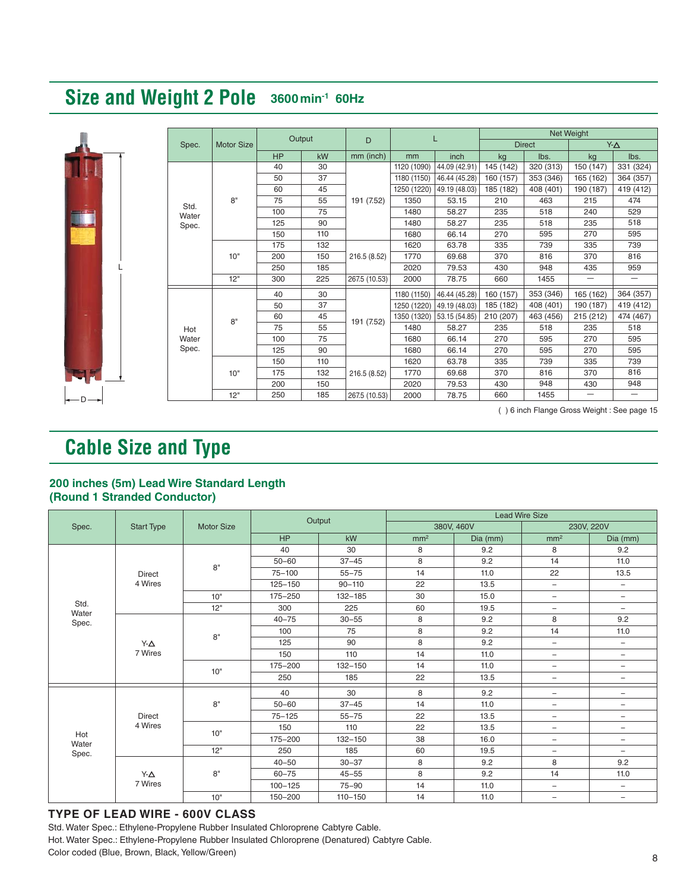# Size and Weight 2 Pole 3600 min$^{-1}$ 60Hz

| Spec. | Motor Size | Output | | D | L | | Net Weight | | | |
|---|---|---|---|---|---|---|---|---|---|---|
| | | | | | | | Direct | | Y-Δ | |
| | | HP | kW | mm (inch) | mm | inch | kg | lbs. | kg | lbs. |
| Std. Water Spec. | 8" | 40 | 30 | 191 (7.52) | 1120 (1090) | 44.09 (42.91) | 145 (142) | 320 (313) | 150 (147) | 331 (324) |
| | | 50 | 37 | | 1180 (1150) | 46.44 (45.28) | 160 (157) | 353 (346) | 165 (162) | 364 (357) |
| | | 60 | 45 | | 1250 (1220) | 49.19 (48.03) | 185 (182) | 408 (401) | 190 (187) | 419 (412) |
| | | 75 | 55 | | 1350 | 53.15 | 210 | 463 | 215 | 474 |
| | | 100 | 75 | | 1480 | 58.27 | 235 | 518 | 240 | 529 |
| | | 125 | 90 | | 1480 | 58.27 | 235 | 518 | 235 | 518 |
| | | 150 | 110 | | 1680 | 66.14 | 270 | 595 | 270 | 595 |
| | 10" | 175 | 132 | 216.5 (8.52) | 1620 | 63.78 | 335 | 739 | 335 | 739 |
| | | 200 | 150 | | 1770 | 69.68 | 370 | 816 | 370 | 816 |
| | | 250 | 185 | | 2020 | 79.53 | 430 | 948 | 435 | 959 |
| | 12" | 300 | 225 | 267.5 (10.53) | 2000 | 78.75 | 660 | 1455 | — | — |
| Hot Water Spec. | 8" | 40 | 30 | 191 (7.52) | 1180 (1150) | 46.44 (45.28) | 160 (157) | 353 (346) | 165 (162) | 364 (357) |
| | | 50 | 37 | | 1250 (1220) | 49.19 (48.03) | 185 (182) | 408 (401) | 190 (187) | 419 (412) |
| | | 60 | 45 | | 1350 (1320) | 53.15 (54.85) | 210 (207) | 463 (456) | 215 (212) | 474 (467) |
| | | 75 | 55 | | 1480 | 58.27 | 235 | 518 | 235 | 518 |
| | | 100 | 75 | | 1680 | 66.14 | 270 | 595 | 270 | 595 |
| | | 125 | 90 | | 1680 | 66.14 | 270 | 595 | 270 | 595 |
| | 10" | 150 | 110 | 216.5 (8.52) | 1620 | 63.78 | 335 | 739 | 335 | 739 |
| | | 175 | 132 | | 1770 | 69.68 | 370 | 816 | 370 | 816 |
| | | 200 | 150 | | 2020 | 79.53 | 430 | 948 | 430 | 948 |
| | 12" | 250 | 185 | 267.5 (10.53) | 2000 | 78.75 | 660 | 1455 | — | — |

( ) 6 inch Flange Gross Weight : See page 15

# Cable Size and Type

### 200 inches (5m) Lead Wire Standard Length (Round 1 Stranded Conductor)

| Spec. | Start Type | Motor Size | Output | | Lead Wire Size | | | |
|---|---|---|---|---|---|---|---|---|
| | | | | | 380V, 460V | | 230V, 220V | |
| | | | HP | kW | mm² | Dia (mm) | mm² | Dia (mm) |
| Std. Water Spec. | Direct 4 Wires | 8" | 40 | 30 | 8 | 9.2 | 8 | 9.2 |
| | | | 50–60 | 37–45 | 8 | 9.2 | 14 | 11.0 |
| | | | 75–100 | 55–75 | 14 | 11.0 | 22 | 13.5 |
| | | | 125–150 | 90–110 | 22 | 13.5 | – | – |
| | | 10" | 175–250 | 132–185 | 30 | 15.0 | – | – |
| | | 12" | 300 | 225 | 60 | 19.5 | – | – |
| | Y-Δ 7 Wires | 8" | 40–75 | 30–55 | 8 | 9.2 | 8 | 9.2 |
| | | | 100 | 75 | 8 | 9.2 | 14 | 11.0 |
| | | | 125 | 90 | 8 | 9.2 | – | – |
| | | | 150 | 110 | 14 | 11.0 | – | – |
| | | 10" | 175–200 | 132–150 | 14 | 11.0 | – | – |
| | | | 250 | 185 | 22 | 13.5 | – | – |
| Hot Water Spec. | Direct 4 Wires | 8" | 40 | 30 | 8 | 9.2 | – | – |
| | | | 50–60 | 37–45 | 14 | 11.0 | – | – |
| | | | 75–125 | 55–75 | 22 | 13.5 | – | – |
| | | 10" | 150 | 110 | 22 | 13.5 | – | – |
| | | | 175–200 | 132–150 | 38 | 16.0 | – | – |
| | | 12" | 250 | 185 | 60 | 19.5 | – | – |
| | Y-Δ 7 Wires | 8" | 40–50 | 30–37 | 8 | 9.2 | 8 | 9.2 |
| | | | 60–75 | 45–55 | 8 | 9.2 | 14 | 11.0 |
| | | | 100–125 | 75–90 | 14 | 11.0 | – | – |
| | | 10" | 150–200 | 110–150 | 14 | 11.0 | – | – |

### TYPE OF LEAD WIRE - 600V CLASS

Std. Water Spec.: Ethylene-Propylene Rubber Insulated Chloroprene Cabtyre Cable.
Hot. Water Spec.: Ethylene-Propylene Rubber Insulated Chloroprene (Denatured) Cabtyre Cable.
Color coded (Blue, Brown, Black, Yellow/Green)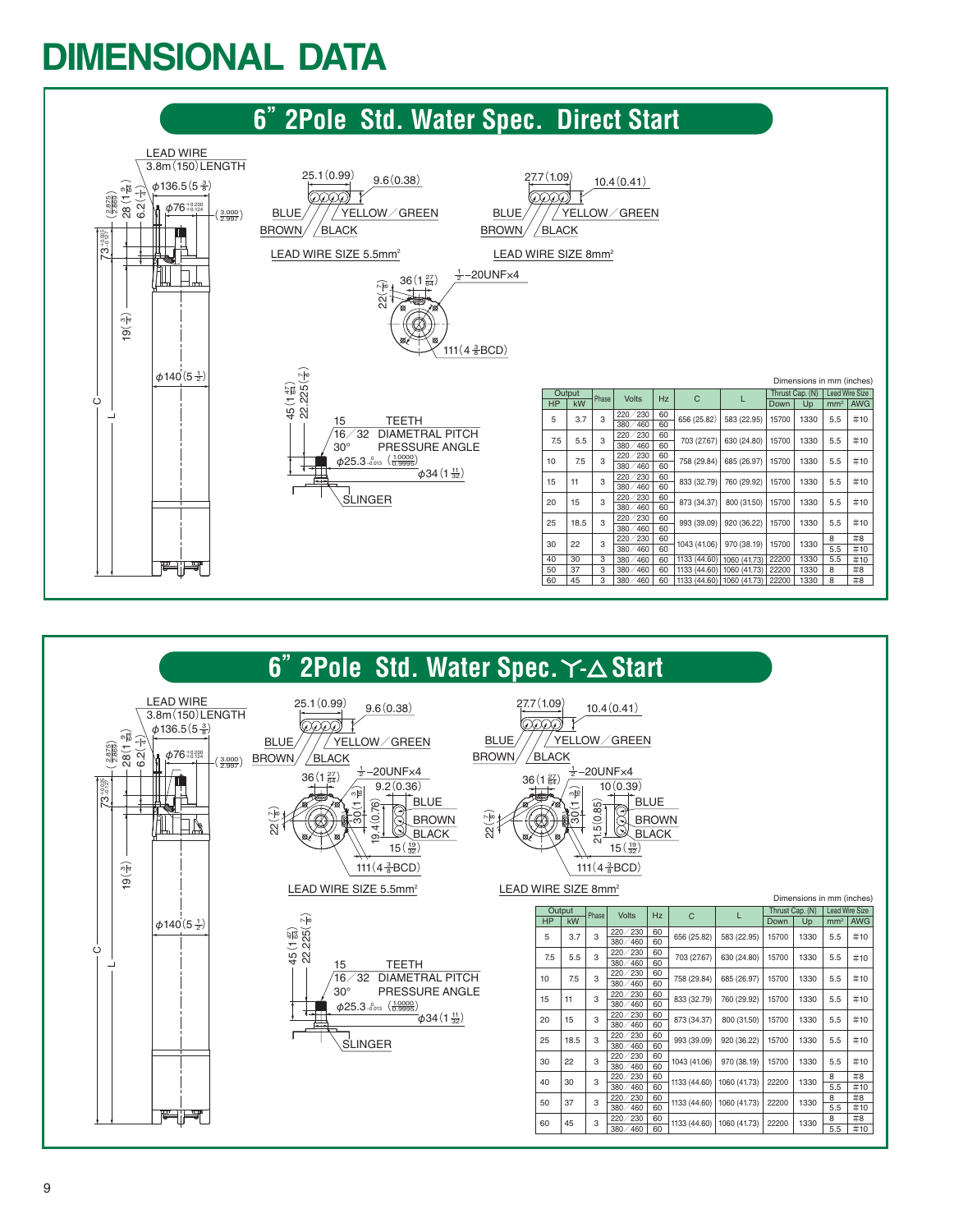# DIMENSIONAL DATA

## 6" 2Pole Std. Water Spec. Direct Start

LEAD WIRE 3.8m (150) LENGTH

ϕ136.5 (5 3/8)

ϕ76 +0.200/+0.124 (3.000/2.997)

28 (1 9/64) (2.875/2.869)

6.2 (1/4)

73 +0.025/-0.127

19 (3/4)

ϕ140 (5 1/2)

C

L

25.1 (0.99) 9.6 (0.38)

BLUE / YELLOW / GREEN

BROWN / BLACK

LEAD WIRE SIZE 5.5mm²

27.7 (1.09) 10.4 (0.41)

BLUE / YELLOW / GREEN

BROWN / BLACK

LEAD WIRE SIZE 8mm²

36 (1 27/64)

1/2 -20UNF×4

22 (7/8)

111 (4 3/8 BCD)

45 (1 49/64)

22.225 (7/8)

15 TEETH

16/32 DIAMETRAL PITCH

30° PRESSURE ANGLE

ϕ25.3 0/-0.013 (1.0000/0.9995)

ϕ34 (1 11/32)

SLINGER

Dimensions in mm (inches)

| Output | | Phase | Volts | Hz | C | L | Thrust Cap. (N) | | Lead Wire Size | |
|---|---|---|---|---|---|---|---|---|---|---|
| HP | kW | | | | | | Down | Up | mm² | AWG |
| 5 | 3.7 | 3 | 220/230 | 60 | 656 (25.82) | 583 (22.95) | 15700 | 1330 | 5.5 | #10 |
| | | | 380/460 | 60 | | | | | | |
| 7.5 | 5.5 | 3 | 220/230 | 60 | 703 (27.67) | 630 (24.80) | 15700 | 1330 | 5.5 | #10 |
| | | | 380/460 | 60 | | | | | | |
| 10 | 7.5 | 3 | 220/230 | 60 | 758 (29.84) | 685 (26.97) | 15700 | 1330 | 5.5 | #10 |
| | | | 380/460 | 60 | | | | | | |
| 15 | 11 | 3 | 220/230 | 60 | 833 (32.79) | 760 (29.92) | 15700 | 1330 | 5.5 | #10 |
| | | | 380/460 | 60 | | | | | | |
| 20 | 15 | 3 | 220/230 | 60 | 873 (34.37) | 800 (31.50) | 15700 | 1330 | 5.5 | #10 |
| | | | 380/460 | 60 | | | | | | |
| 25 | 18.5 | 3 | 220/230 | 60 | 993 (39.09) | 920 (36.22) | 15700 | 1330 | 5.5 | #10 |
| | | | 380/460 | 60 | | | | | | |
| 30 | 22 | 3 | 220/230 | 60 | 1043 (41.06) | 970 (38.19) | 15700 | 1330 | 8 | #8 |
| | | | 380/460 | 60 | | | | | 5.5 | #10 |
| 40 | 30 | 3 | 380/460 | 60 | 1133 (44.60) | 1060 (41.73) | 22200 | 1330 | 5.5 | #10 |
| 50 | 37 | 3 | 380/460 | 60 | 1133 (44.60) | 1060 (41.73) | 22200 | 1330 | 8 | #8 |
| 60 | 45 | 3 | 380/460 | 60 | 1133 (44.60) | 1060 (41.73) | 22200 | 1330 | 8 | #8 |

## 6" 2Pole Std. Water Spec. Y-Δ Start

LEAD WIRE 3.8m (150) LENGTH

ϕ136.5 (5 3/8)

ϕ76 +0.200/+0.124 (3.000/2.997)

28 (1 9/64) (2.875/2.869)

6.2 (1/4)

73 +0.025/-0.127

19 (3/4)

ϕ140 (5 1/2)

C

L

25.1 (0.99) 9.6 (0.38)

BLUE / YELLOW / GREEN

BROWN / BLACK

36 (1 27/64) 1/2 -20UNF×4

9.2 (0.36)

22 (7/8)

30 (1 3/16)

19.4 (0.76)

BLUE / BROWN / BLACK

15 (19/32)

111 (4 3/8 BCD)

LEAD WIRE SIZE 5.5mm²

27.7 (1.09) 10.4 (0.41)

BLUE / YELLOW / GREEN

BROWN / BLACK

36 (1 27/64) 1/2 -20UNF×4

10 (0.39)

22 (7/8)

30 (1 3/16)

21.5 (0.85)

BLUE / BROWN / BLACK

15 (19/32)

111 (4 3/8 BCD)

LEAD WIRE SIZE 8mm²

45 (1 49/64)

22.225 (7/8)

15 TEETH

16/32 DIAMETRAL PITCH

30° PRESSURE ANGLE

ϕ25.3 0/-0.013 (1.0000/0.9995)

ϕ34 (1 11/32)

SLINGER

Dimensions in mm (inches)

| Output | | Phase | Volts | Hz | C | L | Thrust Cap. (N) | | Lead Wire Size | |
|---|---|---|---|---|---|---|---|---|---|---|
| HP | kW | | | | | | Down | Up | mm² | AWG |
| 5 | 3.7 | 3 | 220/230 | 60 | 656 (25.82) | 583 (22.95) | 15700 | 1330 | 5.5 | #10 |
| | | | 380/460 | 60 | | | | | | |
| 7.5 | 5.5 | 3 | 220/230 | 60 | 703 (27.67) | 630 (24.80) | 15700 | 1330 | 5.5 | #10 |
| | | | 380/460 | 60 | | | | | | |
| 10 | 7.5 | 3 | 220/230 | 60 | 758 (29.84) | 685 (26.97) | 15700 | 1330 | 5.5 | #10 |
| | | | 380/460 | 60 | | | | | | |
| 15 | 11 | 3 | 220/230 | 60 | 833 (32.79) | 760 (29.92) | 15700 | 1330 | 5.5 | #10 |
| | | | 380/460 | 60 | | | | | | |
| 20 | 15 | 3 | 220/230 | 60 | 873 (34.37) | 800 (31.50) | 15700 | 1330 | 5.5 | #10 |
| | | | 380/460 | 60 | | | | | | |
| 25 | 18.5 | 3 | 220/230 | 60 | 993 (39.09) | 920 (36.22) | 15700 | 1330 | 5.5 | #10 |
| | | | 380/460 | 60 | | | | | | |
| 30 | 22 | 3 | 220/230 | 60 | 1043 (41.06) | 970 (38.19) | 15700 | 1330 | 5.5 | #10 |
| | | | 380/460 | 60 | | | | | | |
| 40 | 30 | 3 | 220/230 | 60 | 1133 (44.60) | 1060 (41.73) | 22200 | 1330 | 8 | #8 |
| | | | 380/460 | 60 | | | | | 5.5 | #10 |
| 50 | 37 | 3 | 220/230 | 60 | 1133 (44.60) | 1060 (41.73) | 22200 | 1330 | 8 | #8 |
| | | | 380/460 | 60 | | | | | 5.5 | #10 |
| 60 | 45 | 3 | 220/230 | 60 | 1133 (44.60) | 1060 (41.73) | 22200 | 1330 | 8 | #8 |
| | | | 380/460 | 60 | | | | | 5.5 | #10 |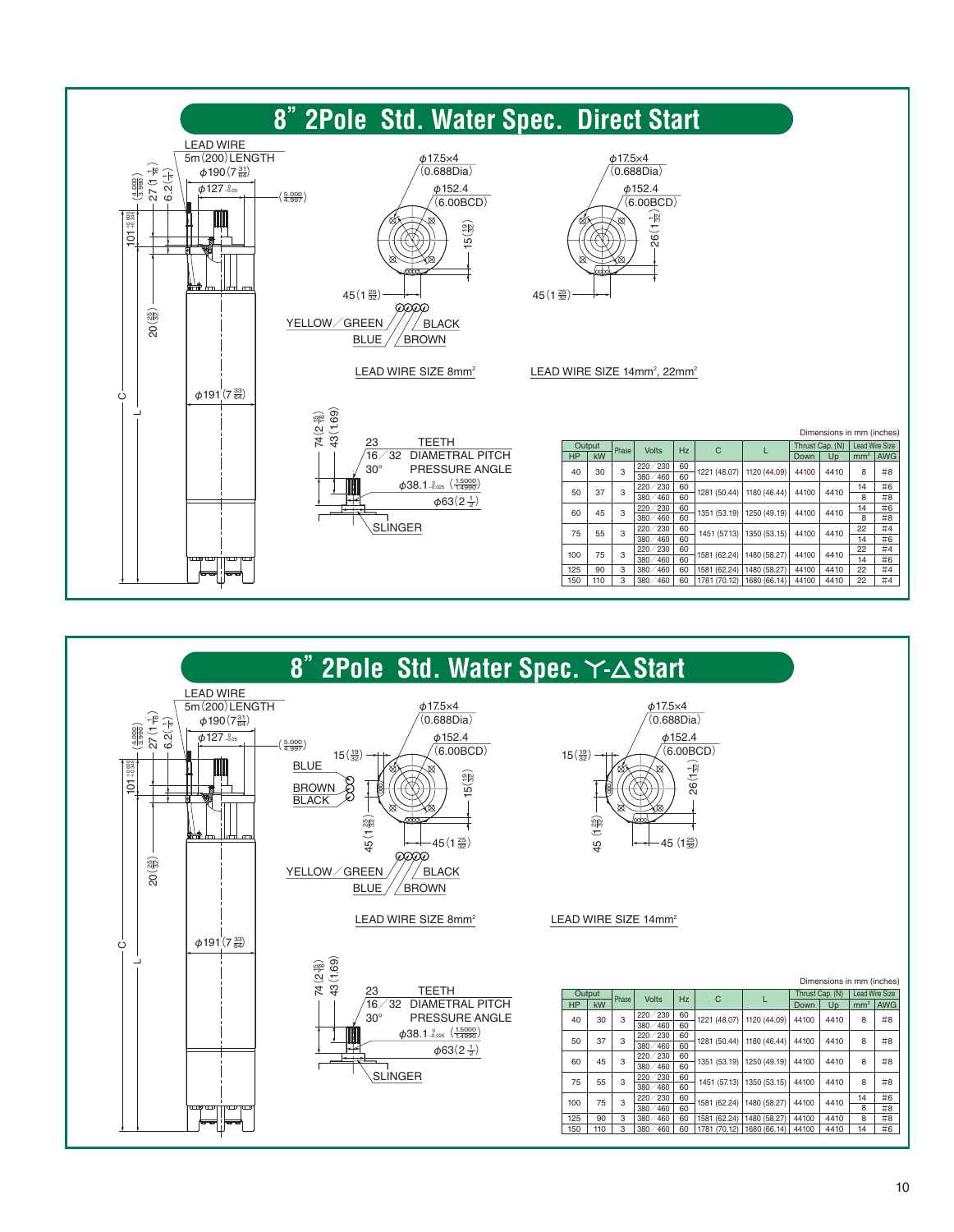# 8" 2Pole Std. Water Spec. Direct Start

LEAD WIRE 5m (200) LENGTH

$\phi$190 (7 31/64)

$\phi$127 $^{0}_{-0.05}$ (5.000/4.997)

27 (1 1/16)

6.2 (1/4)

101 (4.000/3.990)

20 (25/32)

$\phi$191 (7 33/64)

C

L

$\phi$17.5×4 (0.688Dia)

$\phi$152.4 (6.00BCD)

15 (19/32)

45 (1 25/32)

YELLOW / GREEN

BLACK

BLUE

BROWN

LEAD WIRE SIZE 8mm²

$\phi$17.5×4 (0.688Dia)

$\phi$152.4 (6.00BCD)

26 (1 1/32)

45 (1 25/32)

LEAD WIRE SIZE 14mm², 22mm²

74 (2 15/16)

43 (1.69)

23 TEETH

16/32 DIAMETRAL PITCH

30° PRESSURE ANGLE

$\phi$38.1 $^{0}_{-0.025}$ (1.5000/1.4990)

$\phi$63 (2 1/2)

SLINGER

Dimensions in mm (inches)

| Output | | Phase | Volts | Hz | C | L | Thrust Cap. (N) | | Lead Wire Size | |
|---|---|---|---|---|---|---|---|---|---|---|
| HP | kW | | | | | | Down | Up | mm² | AWG |
| 40 | 30 | 3 | 220/230 | 60 | 1221 (48.07) | 1120 (44.09) | 44100 | 4410 | 8 | #8 |
| | | | 380/460 | 60 | | | | | | |
| 50 | 37 | 3 | 220/230 | 60 | 1281 (50.44) | 1180 (46.44) | 44100 | 4410 | 14 | #6 |
| | | | 380/460 | 60 | | | | | 8 | #8 |
| 60 | 45 | 3 | 220/230 | 60 | 1351 (53.19) | 1250 (49.19) | 44100 | 4410 | 14 | #6 |
| | | | 380/460 | 60 | | | | | 8 | #8 |
| 75 | 55 | 3 | 220/230 | 60 | 1451 (57.13) | 1350 (53.15) | 44100 | 4410 | 22 | #4 |
| | | | 380/460 | 60 | | | | | 14 | #6 |
| 100 | 75 | 3 | 220/230 | 60 | 1581 (62.24) | 1480 (58.27) | 44100 | 4410 | 22 | #4 |
| | | | 380/460 | 60 | | | | | 14 | #6 |
| 125 | 90 | 3 | 380/460 | 60 | 1581 (62.24) | 1480 (58.27) | 44100 | 4410 | 22 | #4 |
| 150 | 110 | 3 | 380/460 | 60 | 1781 (70.12) | 1680 (66.14) | 44100 | 4410 | 22 | #4 |

# 8" 2Pole Std. Water Spec. Y-△ Start

LEAD WIRE 5m (200) LENGTH

$\phi$190 (7 31/64)

$\phi$127 $^{0}_{-0.05}$ (5.000/4.997)

27 (1 1/16)

6.2 (1/4)

101 (4.000/3.990)

20 (25/32)

$\phi$191 (7 33/64)

C

L

$\phi$17.5×4 (0.688Dia)

$\phi$152.4 (6.00BCD)

15 (19/32)

BLUE

BROWN

BLACK

15 (19/32)

45 (1 25/32)

45 (1 25/32)

YELLOW / GREEN

BLACK

BLUE

BROWN

LEAD WIRE SIZE 8mm²

$\phi$17.5×4 (0.688Dia)

$\phi$152.4 (6.00BCD)

15 (19/32)

26 (1 1/32)

45 (1 25/32)

45 (1 25/32)

LEAD WIRE SIZE 14mm²

74 (2 15/16)

43 (1.69)

23 TEETH

16/32 DIAMETRAL PITCH

30° PRESSURE ANGLE

$\phi$38.1 $^{0}_{-0.025}$ (1.5000/1.4990)

$\phi$63 (2 1/2)

SLINGER

Dimensions in mm (inches)

| Output | | Phase | Volts | Hz | C | L | Thrust Cap. (N) | | Lead Wire Size | |
|---|---|---|---|---|---|---|---|---|---|---|
| HP | kW | | | | | | Down | Up | mm² | AWG |
| 40 | 30 | 3 | 220/230 | 60 | 1221 (48.07) | 1120 (44.09) | 44100 | 4410 | 8 | #8 |
| | | | 380/460 | 60 | | | | | | |
| 50 | 37 | 3 | 220/230 | 60 | 1281 (50.44) | 1180 (46.44) | 44100 | 4410 | 8 | #8 |
| | | | 380/460 | 60 | | | | | | |
| 60 | 45 | 3 | 220/230 | 60 | 1351 (53.19) | 1250 (49.19) | 44100 | 4410 | 8 | #8 |
| | | | 380/460 | 60 | | | | | | |
| 75 | 55 | 3 | 220/230 | 60 | 1451 (57.13) | 1350 (53.15) | 44100 | 4410 | 8 | #8 |
| | | | 380/460 | 60 | | | | | | |
| 100 | 75 | 3 | 220/230 | 60 | 1581 (62.24) | 1480 (58.27) | 44100 | 4410 | 14 | #6 |
| | | | 380/460 | 60 | | | | | 8 | #8 |
| 125 | 90 | 3 | 380/460 | 60 | 1581 (62.24) | 1480 (58.27) | 44100 | 4410 | 8 | #8 |
| 150 | 110 | 3 | 380/460 | 60 | 1781 (70.12) | 1680 (66.14) | 44100 | 4410 | 14 | #6 |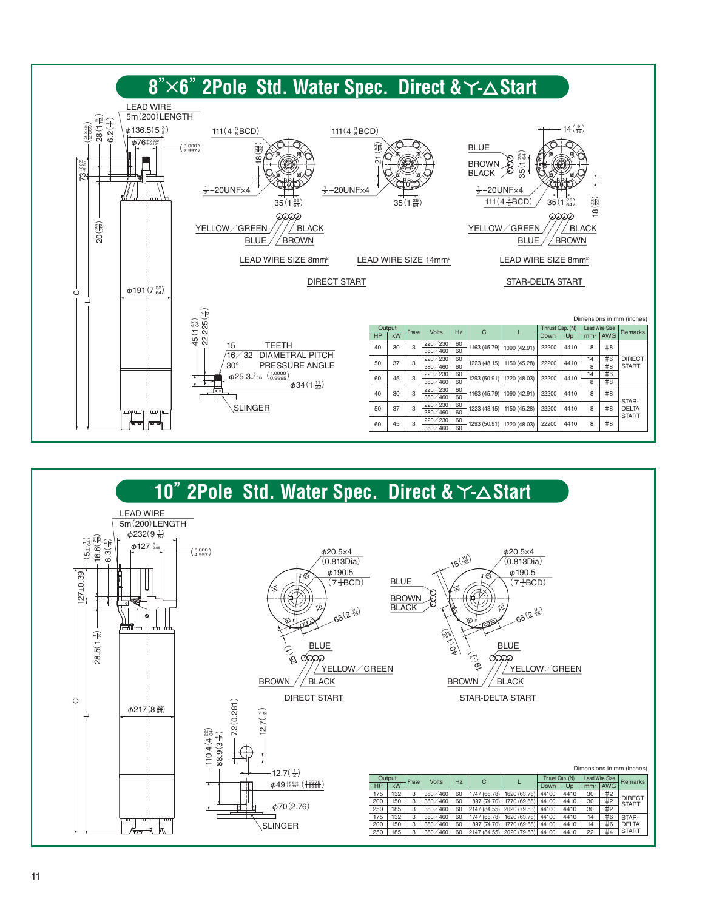## 8"×6" 2Pole Std. Water Spec. Direct & Y-△ Start

LEAD WIRE 5m (200) LENGTH

DIRECT START — LEAD WIRE SIZE 8mm² / LEAD WIRE SIZE 14mm²

STAR-DELTA START — LEAD WIRE SIZE 8mm²

YELLOW/GREEN, BLACK, BLUE, BROWN

15 TEETH, 16/32 DIAMETRAL PITCH, 30° PRESSURE ANGLE

SLINGER

Dimensions in mm (inches)

| Output | | Phase | Volts | Hz | C | L | Thrust Cap. (N) | | Lead Wire Size | | Remarks |
|---|---|---|---|---|---|---|---|---|---|---|---|
| HP | kW | | | | | | Down | Up | mm² | AWG | |
| 40 | 30 | 3 | 220/230 | 60 | 1163 (45.79) | 1090 (42.91) | 22200 | 4410 | 8 | #8 | DIRECT START |
| | | | 380/460 | 60 | | | | | | | |
| 50 | 37 | 3 | 220/230 | 60 | 1223 (48.15) | 1150 (45.28) | 22200 | 4410 | 14 | #6 | |
| | | | 380/460 | 60 | | | | | 8 | #8 | |
| 60 | 45 | 3 | 220/230 | 60 | 1293 (50.91) | 1220 (48.03) | 22200 | 4410 | 14 | #6 | |
| | | | 380/460 | 60 | | | | | 8 | #8 | |
| 40 | 30 | 3 | 220/230 | 60 | 1163 (45.79) | 1090 (42.91) | 22200 | 4410 | 8 | #8 | STAR-DELTA START |
| | | | 380/460 | 60 | | | | | | | |
| 50 | 37 | 3 | 220/230 | 60 | 1223 (48.15) | 1150 (45.28) | 22200 | 4410 | 8 | #8 | |
| | | | 380/460 | 60 | | | | | | | |
| 60 | 45 | 3 | 220/230 | 60 | 1293 (50.91) | 1220 (48.03) | 22200 | 4410 | 8 | #8 | |
| | | | 380/460 | 60 | | | | | | | |

## 10" 2Pole Std. Water Spec. Direct & Y-△ Start

LEAD WIRE 5m (200) LENGTH

DIRECT START

STAR-DELTA START

BLUE, YELLOW/GREEN, BROWN, BLACK

SLINGER

Dimensions in mm (inches)

| Output | | Phase | Volts | Hz | C | L | Thrust Cap. (N) | | Lead Wire Size | | Remarks |
|---|---|---|---|---|---|---|---|---|---|---|---|
| HP | kW | | | | | | Down | Up | mm² | AWG | |
| 175 | 132 | 3 | 380/460 | 60 | 1747 (68.78) | 1620 (63.78) | 44100 | 4410 | 30 | #2 | DIRECT START |
| 200 | 150 | 3 | 380/460 | 60 | 1897 (74.70) | 1770 (69.68) | 44100 | 4410 | 30 | #2 | |
| 250 | 185 | 3 | 380/460 | 60 | 2147 (84.55) | 2020 (79.53) | 44100 | 4410 | 30 | #2 | |
| 175 | 132 | 3 | 380/460 | 60 | 1747 (68.78) | 1620 (63.78) | 44100 | 4410 | 14 | #6 | STAR-DELTA START |
| 200 | 150 | 3 | 380/460 | 60 | 1897 (74.70) | 1770 (69.68) | 44100 | 4410 | 14 | #6 | |
| 250 | 185 | 3 | 380/460 | 60 | 2147 (84.55) | 2020 (79.53) | 44100 | 4410 | 22 | #4 | |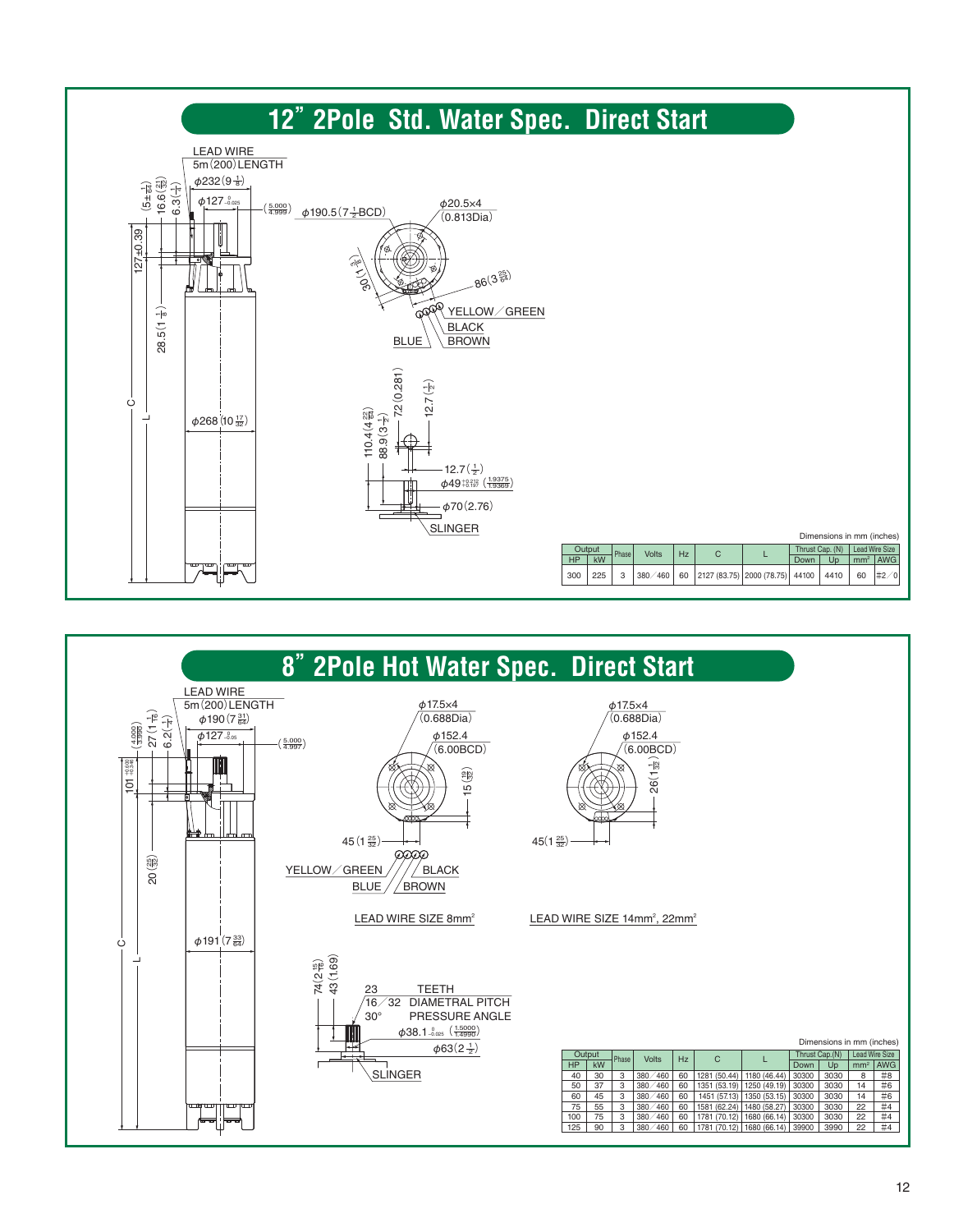## 12" 2Pole Std. Water Spec. Direct Start

LEAD WIRE 5m (200) LENGTH

$\phi$232 (9 1/8)

$\phi$127 $^{0}_{-0.025}$ (5.000/4.999)

$\phi$190.5 (7 1/2 BCD)

$\phi$20.5×4 (0.813Dia)

30 (1 3/16)

86 (3 25/64)

YELLOW/GREEN, BLACK, BROWN, BLUE

(5±1/64), 16.6 (21/32), 6.3 (1/4)

127±0.39

28.5 (1 1/8)

$\phi$268 (10 17/32)

C, L

110.4 (4 22/64), 88.9 (3 1/2), 72 (0.281), 12.7 (1/2)

12.7 (1/2)

$\phi$49 $^{+0.212}_{+0.197}$ (1.9375/1.9369)

$\phi$70 (2.76)

SLINGER

Dimensions in mm (inches)

| Output | | Phase | Volts | Hz | C | L | Thrust Cap. (N) | | Lead Wire Size | |
|---|---|---|---|---|---|---|---|---|---|---|
| HP | kW | | | | | | Down | Up | mm² | AWG |
| 300 | 225 | 3 | 380/460 | 60 | 2127 (83.75) | 2000 (78.75) | 44100 | 4410 | 60 | #2/0 |

## 8" 2Pole Hot Water Spec. Direct Start

LEAD WIRE 5m (200) LENGTH

$\phi$190 (7 31/64)

$\phi$127 $^{0}_{-0.05}$ (5.000/4.997)

(4.000/3.990), 27 (1 1/16), 6.2 (1/4)

101 $^{-0.020}_{-0.246}$

20 (25/32)

$\phi$191 (7 33/64)

C, L

$\phi$17.5×4 (0.688Dia)

$\phi$152.4 (6.00BCD)

15 (19/32)

45 (1 25/32)

YELLOW/GREEN, BLACK, BLUE, BROWN

LEAD WIRE SIZE 8mm²

$\phi$17.5×4 (0.688Dia)

$\phi$152.4 (6.00BCD)

26 (1 1/32)

45 (1 25/32)

LEAD WIRE SIZE 14mm², 22mm²

74 (2 15/16), 43 (1.69)

23 TEETH

16/32 DIAMETRAL PITCH

30° PRESSURE ANGLE

$\phi$38.1 $^{0}_{-0.025}$ (1.5000/1.4990)

$\phi$63 (2 1/2)

SLINGER

Dimensions in mm (inches)

| Output | | Phase | Volts | Hz | C | L | Thrust Cap. (N) | | Lead Wire Size | |
|---|---|---|---|---|---|---|---|---|---|---|
| HP | kW | | | | | | Down | Up | mm² | AWG |
| 40 | 30 | 3 | 380/460 | 60 | 1281 (50.44) | 1180 (46.44) | 30300 | 3030 | 8 | #8 |
| 50 | 37 | 3 | 380/460 | 60 | 1351 (53.19) | 1250 (49.19) | 30300 | 3030 | 14 | #6 |
| 60 | 45 | 3 | 380/460 | 60 | 1451 (57.13) | 1350 (53.15) | 30300 | 3030 | 14 | #6 |
| 75 | 55 | 3 | 380/460 | 60 | 1581 (62.24) | 1480 (58.27) | 30300 | 3030 | 22 | #4 |
| 100 | 75 | 3 | 380/460 | 60 | 1781 (70.12) | 1680 (66.14) | 30300 | 3030 | 22 | #4 |
| 125 | 90 | 3 | 380/460 | 60 | 1781 (70.12) | 1680 (66.14) | 39900 | 3990 | 22 | #4 |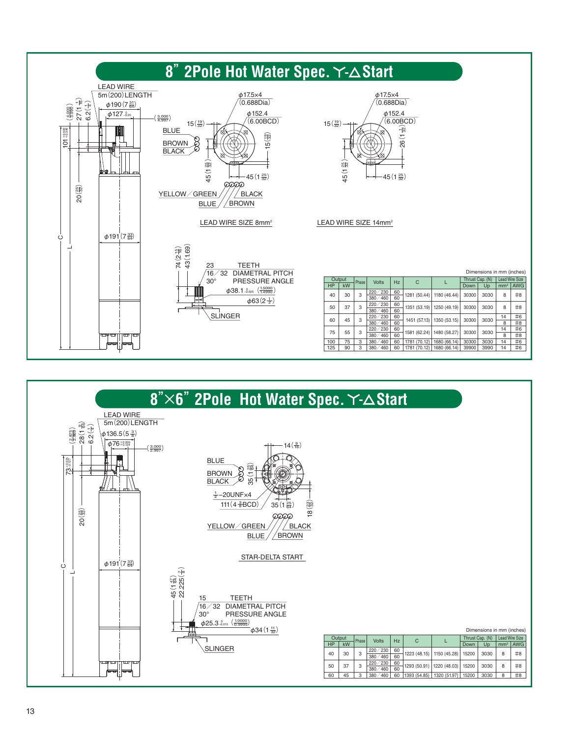# 8" 2Pole Hot Water Spec. Y-△ Start

LEAD WIRE
5m (200) LENGTH

LEAD WIRE SIZE 8mm²

LEAD WIRE SIZE 14mm²

23 TEETH
16/32 DIAMETRAL PITCH
30° PRESSURE ANGLE

SLINGER

Dimensions in mm (inches)

| Output | | Phase | Volts | Hz | C | L | Thrust Cap. (N) | | Lead Wire Size | |
|---|---|---|---|---|---|---|---|---|---|---|
| HP | kW | | | | | | Down | Up | mm² | AWG |
| 40 | 30 | 3 | 220/230 | 60 | 1281 (50.44) | 1180 (46.44) | 30300 | 3030 | 8 | #8 |
| | | | 380/460 | 60 | | | | | | |
| 50 | 37 | 3 | 220/230 | 60 | 1351 (53.19) | 1250 (49.19) | 30300 | 3030 | 8 | #8 |
| | | | 380/460 | 60 | | | | | | |
| 60 | 45 | 3 | 220/230 | 60 | 1451 (57.13) | 1350 (53.15) | 30300 | 3030 | 14 | #6 |
| | | | 380/460 | 60 | | | | | 8 | #8 |
| 75 | 55 | 3 | 220/230 | 60 | 1581 (62.24) | 1480 (58.27) | 30300 | 3030 | 14 | #6 |
| | | | 380/460 | 60 | | | | | 8 | #8 |
| 100 | 75 | 3 | 380/460 | 60 | 1781 (70.12) | 1680 (66.14) | 30300 | 3030 | 14 | #6 |
| 125 | 90 | 3 | 380/460 | 60 | 1781 (70.12) | 1680 (66.14) | 39900 | 3990 | 14 | #6 |

# 8"×6" 2Pole Hot Water Spec. Y-△ Start

LEAD WIRE
5m (200) LENGTH

STAR-DELTA START

15 TEETH
16/32 DIAMETRAL PITCH
30° PRESSURE ANGLE

SLINGER

Dimensions in mm (inches)

| Output | | Phase | Volts | Hz | C | L | Thrust Cap. (N) | | Lead Wire Size | |
|---|---|---|---|---|---|---|---|---|---|---|
| HP | kW | | | | | | Down | Up | mm² | AWG |
| 40 | 30 | 3 | 220/230 | 60 | 1223 (48.15) | 1150 (45.28) | 15200 | 3030 | 8 | #8 |
| | | | 380/460 | 60 | | | | | | |
| 50 | 37 | 3 | 220/230 | 60 | 1293 (50.91) | 1220 (48.03) | 15200 | 3030 | 8 | #8 |
| | | | 380/460 | 60 | | | | | | |
| 60 | 45 | 3 | 380/460 | 60 | 1393 (54.85) | 1320 (51.97) | 15200 | 3030 | 8 | #8 |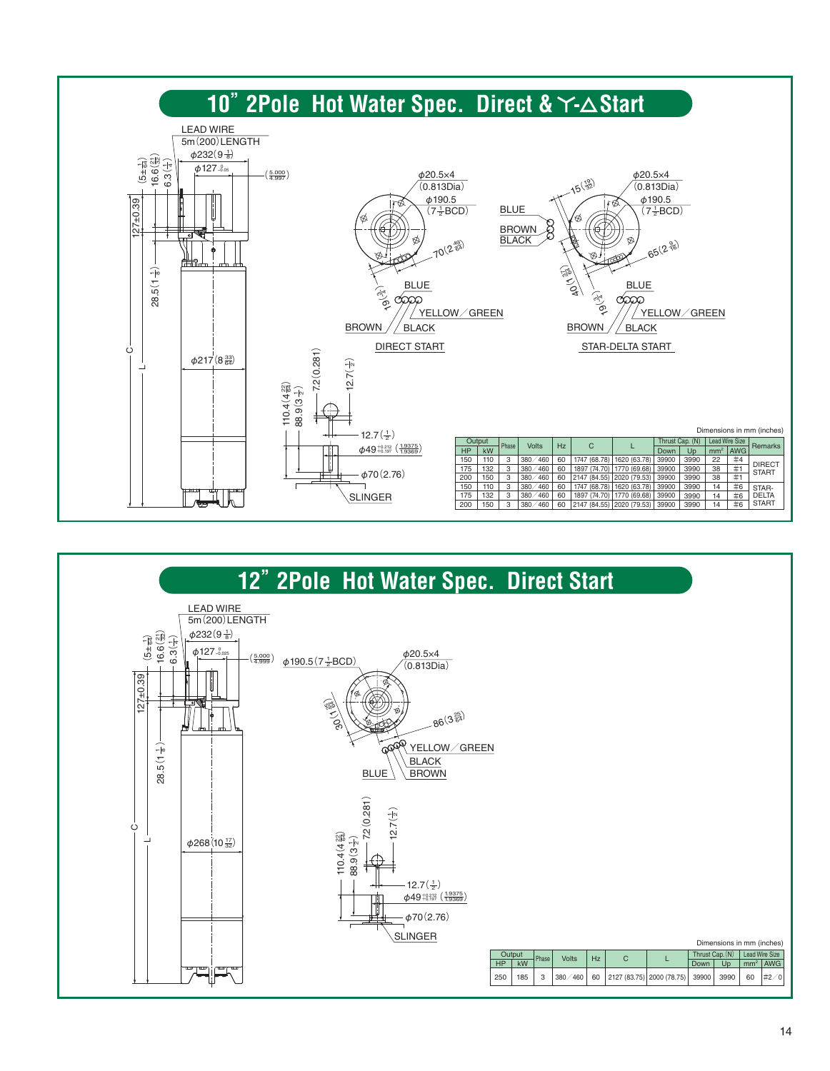# 10" 2Pole Hot Water Spec. Direct & Y-△ Start

LEAD WIRE
5m (200) LENGTH

DIRECT START

STAR-DELTA START

SLINGER

Dimensions in mm (inches)

| Output | | Phase | Volts | Hz | C | L | Thrust Cap. (N) | | Lead Wire Size | | Remarks |
|---|---|---|---|---|---|---|---|---|---|---|---|
| HP | kW | | | | | | Down | Up | mm² | AWG | |
| 150 | 110 | 3 | 380/460 | 60 | 1747 (68.78) | 1620 (63.78) | 39900 | 3990 | 22 | #4 | DIRECT START |
| 175 | 132 | 3 | 380/460 | 60 | 1897 (74.70) | 1770 (69.68) | 39900 | 3990 | 38 | #1 | |
| 200 | 150 | 3 | 380/460 | 60 | 2147 (84.55) | 2020 (79.53) | 39900 | 3990 | 38 | #1 | |
| 150 | 110 | 3 | 380/460 | 60 | 1747 (68.78) | 1620 (63.78) | 39900 | 3990 | 14 | #6 | STAR-DELTA START |
| 175 | 132 | 3 | 380/460 | 60 | 1897 (74.70) | 1770 (69.68) | 39900 | 3990 | 14 | #6 | |
| 200 | 150 | 3 | 380/460 | 60 | 2147 (84.55) | 2020 (79.53) | 39900 | 3990 | 14 | #6 | |

# 12" 2Pole Hot Water Spec. Direct Start

LEAD WIRE
5m (200) LENGTH

SLINGER

Dimensions in mm (inches)

| Output | | Phase | Volts | Hz | C | L | Thrust Cap. (N) | | Lead Wire Size | |
|---|---|---|---|---|---|---|---|---|---|---|
| HP | kW | | | | | | Down | Up | mm² | AWG |
| 250 | 185 | 3 | 380/460 | 60 | 2127 (83.75) | 2000 (78.75) | 39900 | 3990 | 60 | #2/0 |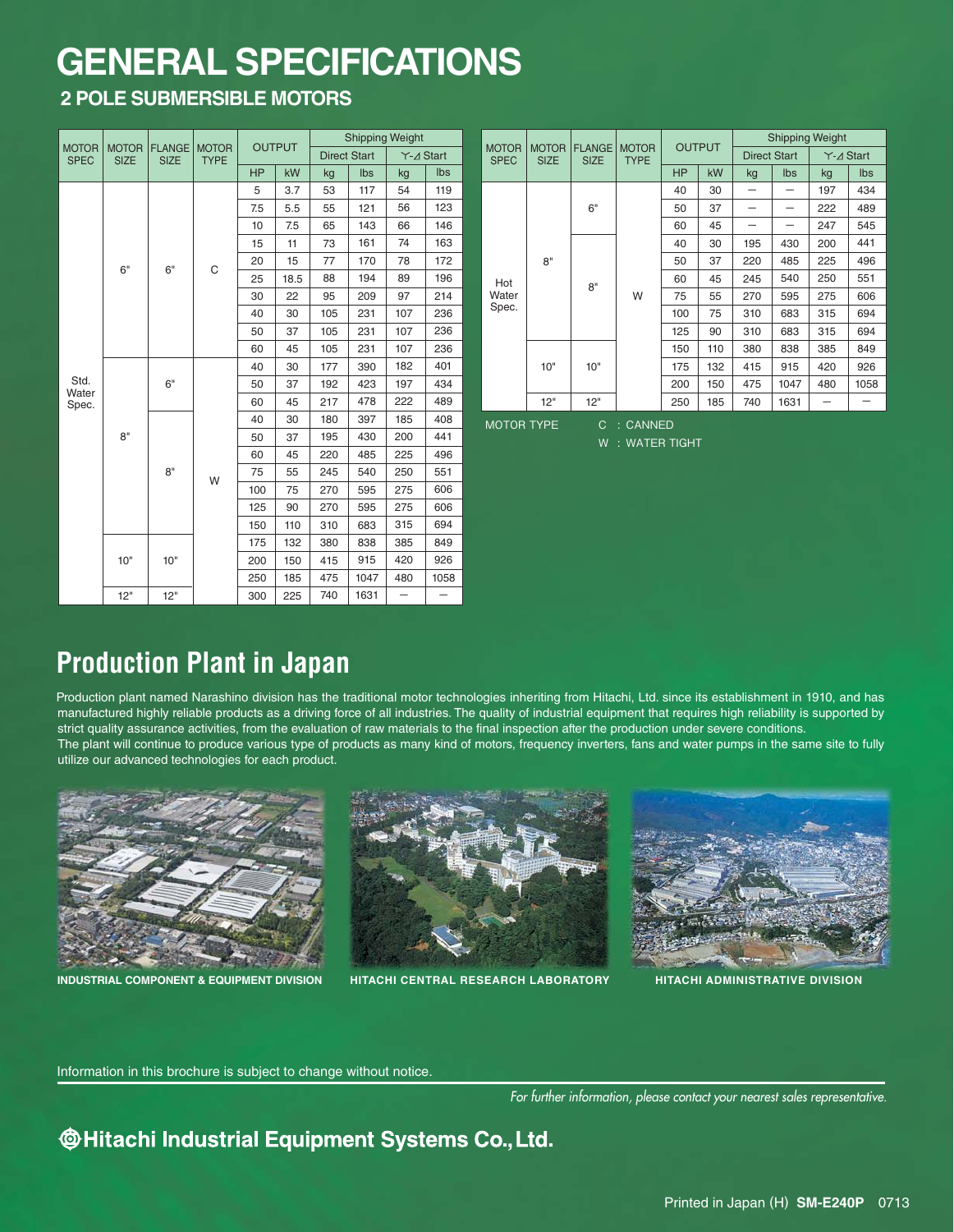# GENERAL SPECIFICATIONS

## 2 POLE SUBMERSIBLE MOTORS

| MOTOR SPEC | MOTOR SIZE | FLANGE SIZE | MOTOR TYPE | OUTPUT | | Shipping Weight | | | |
|---|---|---|---|---|---|---|---|---|---|
| | | | | | | Direct Start | | Y-⊿ Start | |
| | | | | HP | kW | kg | lbs | kg | lbs |
| Std. Water Spec. | 6" | 6" | C | 5 | 3.7 | 53 | 117 | 54 | 119 |
| | | | | 7.5 | 5.5 | 55 | 121 | 56 | 123 |
| | | | | 10 | 7.5 | 65 | 143 | 66 | 146 |
| | | | | 15 | 11 | 73 | 161 | 74 | 163 |
| | | | | 20 | 15 | 77 | 170 | 78 | 172 |
| | | | | 25 | 18.5 | 88 | 194 | 89 | 196 |
| | | | | 30 | 22 | 95 | 209 | 97 | 214 |
| | | | | 40 | 30 | 105 | 231 | 107 | 236 |
| | | | | 50 | 37 | 105 | 231 | 107 | 236 |
| | | | | 60 | 45 | 105 | 231 | 107 | 236 |
| | 8" | 6" | W | 40 | 30 | 177 | 390 | 182 | 401 |
| | | | | 50 | 37 | 192 | 423 | 197 | 434 |
| | | | | 60 | 45 | 217 | 478 | 222 | 489 |
| | | 8" | | 40 | 30 | 180 | 397 | 185 | 408 |
| | | | | 50 | 37 | 195 | 430 | 200 | 441 |
| | | | | 60 | 45 | 220 | 485 | 225 | 496 |
| | | | | 75 | 55 | 245 | 540 | 250 | 551 |
| | | | | 100 | 75 | 270 | 595 | 275 | 606 |
| | | | | 125 | 90 | 270 | 595 | 275 | 606 |
| | | | | 150 | 110 | 310 | 683 | 315 | 694 |
| | 10" | 10" | | 175 | 132 | 380 | 838 | 385 | 849 |
| | | | | 200 | 150 | 415 | 915 | 420 | 926 |
| | | | | 250 | 185 | 475 | 1047 | 480 | 1058 |
| | 12" | 12" | | 300 | 225 | 740 | 1631 | — | — |

| MOTOR SPEC | MOTOR SIZE | FLANGE SIZE | MOTOR TYPE | OUTPUT | | Shipping Weight | | | |
|---|---|---|---|---|---|---|---|---|---|
| | | | | | | Direct Start | | Y-⊿ Start | |
| | | | | HP | kW | kg | lbs | kg | lbs |
| Hot Water Spec. | 8" | 6" | W | 40 | 30 | — | — | 197 | 434 |
| | | | | 50 | 37 | — | — | 222 | 489 |
| | | | | 60 | 45 | — | — | 247 | 545 |
| | | 8" | | 40 | 30 | 195 | 430 | 200 | 441 |
| | | | | 50 | 37 | 220 | 485 | 225 | 496 |
| | | | | 60 | 45 | 245 | 540 | 250 | 551 |
| | | | | 75 | 55 | 270 | 595 | 275 | 606 |
| | | | | 100 | 75 | 310 | 683 | 315 | 694 |
| | | | | 125 | 90 | 310 | 683 | 315 | 694 |
| | 10" | 10" | | 150 | 110 | 380 | 838 | 385 | 849 |
| | | | | 175 | 132 | 415 | 915 | 420 | 926 |
| | | | | 200 | 150 | 475 | 1047 | 480 | 1058 |
| | 12" | 12" | | 250 | 185 | 740 | 1631 | — | — |

MOTOR TYPE C : CANNED
W : WATER TIGHT

# Production Plant in Japan

Production plant named Narashino division has the traditional motor technologies inheriting from Hitachi, Ltd. since its establishment in 1910, and has manufactured highly reliable products as a driving force of all industries. The quality of industrial equipment that requires high reliability is supported by strict quality assurance activities, from the evaluation of raw materials to the final inspection after the production under severe conditions.
The plant will continue to produce various type of products as many kind of motors, frequency inverters, fans and water pumps in the same site to fully utilize our advanced technologies for each product.

INDUSTRIAL COMPONENT & EQUIPMENT DIVISION

HITACHI CENTRAL RESEARCH LABORATORY

HITACHI ADMINISTRATIVE DIVISION

Information in this brochure is subject to change without notice.

*For further information, please contact your nearest sales representative.*

**Hitachi Industrial Equipment Systems Co., Ltd.**

Printed in Japan (H) **SM-E240P** 0713